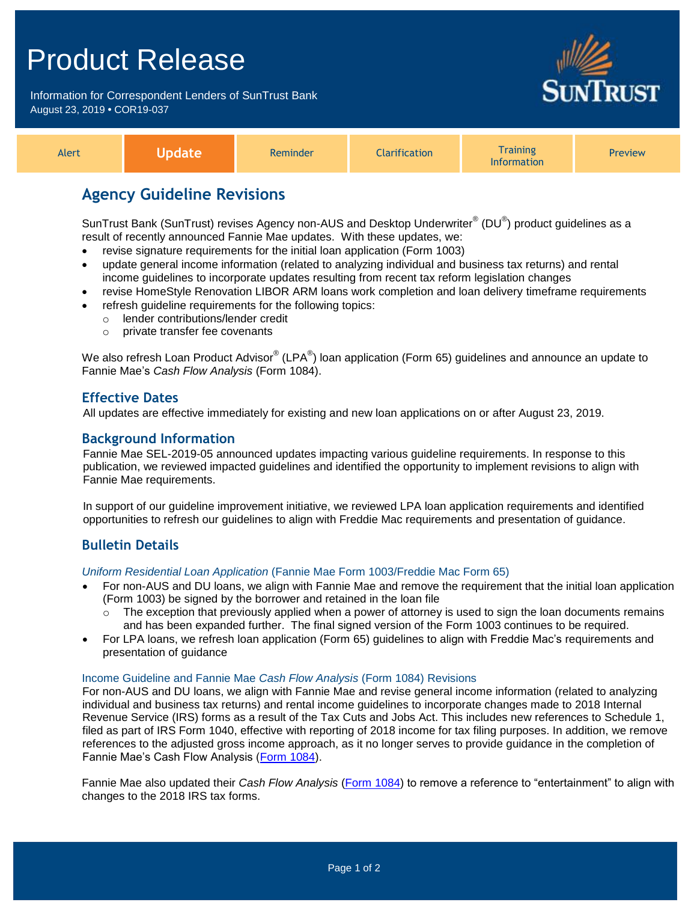# Product Release

Information for Correspondent Lenders of SunTrust Bank
August 23, 2019 • COR19-037

| Alert | **Update** | Reminder | Clarification | Training Information | Preview |
|---|---|---|---|---|---|

## Agency Guideline Revisions

SunTrust Bank (SunTrust) revises Agency non-AUS and Desktop Underwriter® (DU®) product guidelines as a result of recently announced Fannie Mae updates. With these updates, we:

- revise signature requirements for the initial loan application (Form 1003)
- update general income information (related to analyzing individual and business tax returns) and rental income guidelines to incorporate updates resulting from recent tax reform legislation changes
- revise HomeStyle Renovation LIBOR ARM loans work completion and loan delivery timeframe requirements
- refresh guideline requirements for the following topics:
  - lender contributions/lender credit
  - private transfer fee covenants

We also refresh Loan Product Advisor® (LPA®) loan application (Form 65) guidelines and announce an update to Fannie Mae's *Cash Flow Analysis* (Form 1084).

### Effective Dates

All updates are effective immediately for existing and new loan applications on or after August 23, 2019.

### Background Information

Fannie Mae SEL-2019-05 announced updates impacting various guideline requirements. In response to this publication, we reviewed impacted guidelines and identified the opportunity to implement revisions to align with Fannie Mae requirements.

In support of our guideline improvement initiative, we reviewed LPA loan application requirements and identified opportunities to refresh our guidelines to align with Freddie Mac requirements and presentation of guidance.

### Bulletin Details

#### *Uniform Residential Loan Application* (Fannie Mae Form 1003/Freddie Mac Form 65)

- For non-AUS and DU loans, we align with Fannie Mae and remove the requirement that the initial loan application (Form 1003) be signed by the borrower and retained in the loan file
  - The exception that previously applied when a power of attorney is used to sign the loan documents remains and has been expanded further. The final signed version of the Form 1003 continues to be required.
- For LPA loans, we refresh loan application (Form 65) guidelines to align with Freddie Mac's requirements and presentation of guidance

#### Income Guideline and Fannie Mae *Cash Flow Analysis* (Form 1084) Revisions

For non-AUS and DU loans, we align with Fannie Mae and revise general income information (related to analyzing individual and business tax returns) and rental income guidelines to incorporate changes made to 2018 Internal Revenue Service (IRS) forms as a result of the Tax Cuts and Jobs Act. This includes new references to Schedule 1, filed as part of IRS Form 1040, effective with reporting of 2018 income for tax filing purposes. In addition, we remove references to the adjusted gross income approach, as it no longer serves to provide guidance in the completion of Fannie Mae's Cash Flow Analysis (Form 1084).

Fannie Mae also updated their *Cash Flow Analysis* (Form 1084) to remove a reference to "entertainment" to align with changes to the 2018 IRS tax forms.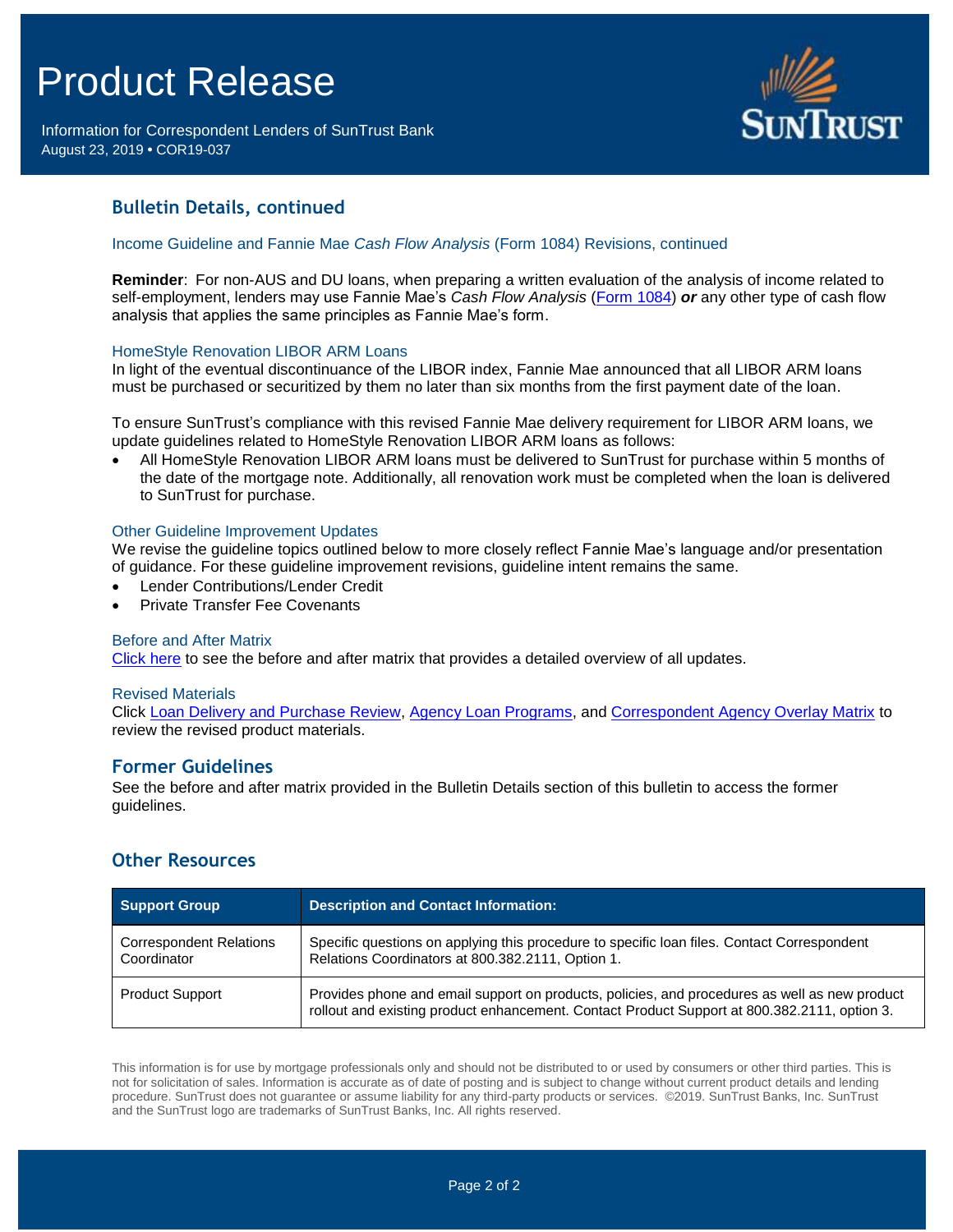## Bulletin Details, continued

### Income Guideline and Fannie Mae *Cash Flow Analysis* (Form 1084) Revisions, continued

**Reminder**: For non-AUS and DU loans, when preparing a written evaluation of the analysis of income related to self-employment, lenders may use Fannie Mae's *Cash Flow Analysis* (Form 1084) ***or*** any other type of cash flow analysis that applies the same principles as Fannie Mae's form.

### HomeStyle Renovation LIBOR ARM Loans

In light of the eventual discontinuance of the LIBOR index, Fannie Mae announced that all LIBOR ARM loans must be purchased or securitized by them no later than six months from the first payment date of the loan.

To ensure SunTrust's compliance with this revised Fannie Mae delivery requirement for LIBOR ARM loans, we update guidelines related to HomeStyle Renovation LIBOR ARM loans as follows:

- All HomeStyle Renovation LIBOR ARM loans must be delivered to SunTrust for purchase within 5 months of the date of the mortgage note. Additionally, all renovation work must be completed when the loan is delivered to SunTrust for purchase.

### Other Guideline Improvement Updates

We revise the guideline topics outlined below to more closely reflect Fannie Mae's language and/or presentation of guidance. For these guideline improvement revisions, guideline intent remains the same.

- Lender Contributions/Lender Credit
- Private Transfer Fee Covenants

### Before and After Matrix

Click here to see the before and after matrix that provides a detailed overview of all updates.

### Revised Materials

Click Loan Delivery and Purchase Review, Agency Loan Programs, and Correspondent Agency Overlay Matrix to review the revised product materials.

## Former Guidelines

See the before and after matrix provided in the Bulletin Details section of this bulletin to access the former guidelines.

## Other Resources

| Support Group | Description and Contact Information: |
|---|---|
| Correspondent Relations Coordinator | Specific questions on applying this procedure to specific loan files. Contact Correspondent Relations Coordinators at 800.382.2111, Option 1. |
| Product Support | Provides phone and email support on products, policies, and procedures as well as new product rollout and existing product enhancement. Contact Product Support at 800.382.2111, option 3. |

This information is for use by mortgage professionals only and should not be distributed to or used by consumers or other third parties. This is not for solicitation of sales. Information is accurate as of date of posting and is subject to change without current product details and lending procedure. SunTrust does not guarantee or assume liability for any third-party products or services. ©2019. SunTrust Banks, Inc. SunTrust and the SunTrust logo are trademarks of SunTrust Banks, Inc. All rights reserved.